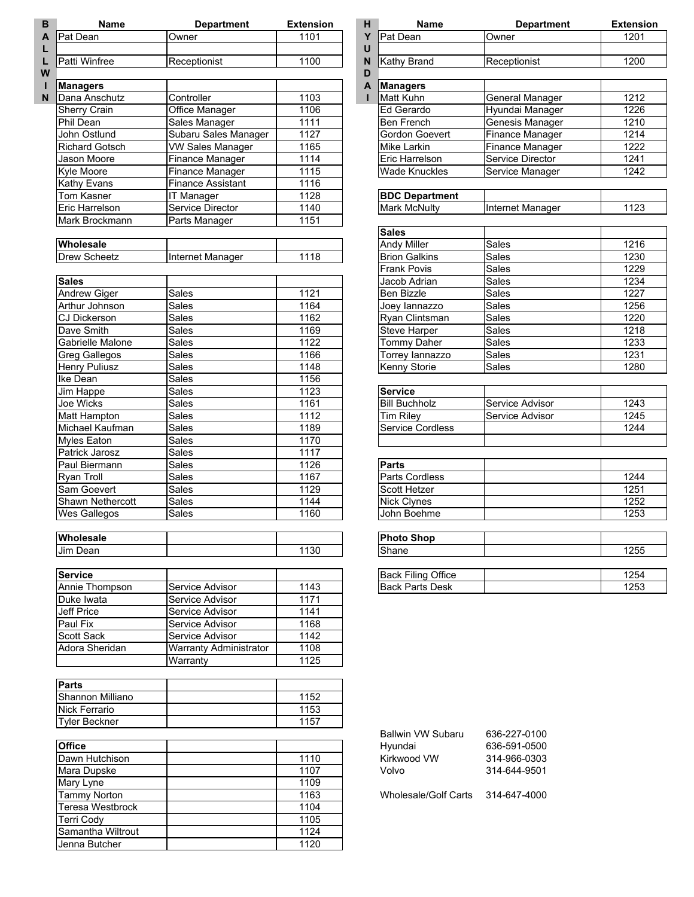## BALLWIN

| Name | Department | Extension |
|---|---|---|
| Pat Dean | Owner | 1101 |
| | | |
| Patti Winfree | Receptionist | 1100 |
| | | |
| **Managers** | | |
| Dana Anschutz | Controller | 1103 |
| Sherry Crain | Office Manager | 1106 |
| Phil Dean | Sales Manager | 1111 |
| John Ostlund | Subaru Sales Manager | 1127 |
| Richard Gotsch | VW Sales Manager | 1165 |
| Jason Moore | Finance Manager | 1114 |
| Kyle Moore | Finance Manager | 1115 |
| Kathy Evans | Finance Assistant | 1116 |
| Tom Kasner | IT Manager | 1128 |
| Eric Harrelson | Service Director | 1140 |
| Mark Brockmann | Parts Manager | 1151 |
| | | |
| **Wholesale** | | |
| Drew Scheetz | Internet Manager | 1118 |
| | | |
| **Sales** | | |
| Andrew Giger | Sales | 1121 |
| Arthur Johnson | Sales | 1164 |
| CJ Dickerson | Sales | 1162 |
| Dave Smith | Sales | 1169 |
| Gabrielle Malone | Sales | 1122 |
| Greg Gallegos | Sales | 1166 |
| Henry Puliusz | Sales | 1148 |
| Ike Dean | Sales | 1156 |
| Jim Happe | Sales | 1123 |
| Joe Wicks | Sales | 1161 |
| Matt Hampton | Sales | 1112 |
| Michael Kaufman | Sales | 1189 |
| Myles Eaton | Sales | 1170 |
| Patrick Jarosz | Sales | 1117 |
| Paul Biermann | Sales | 1126 |
| Ryan Troll | Sales | 1167 |
| Sam Goevert | Sales | 1129 |
| Shawn Nethercott | Sales | 1144 |
| Wes Gallegos | Sales | 1160 |
| | | |
| **Wholesale** | | |
| Jim Dean | | 1130 |
| | | |
| **Service** | | |
| Annie Thompson | Service Advisor | 1143 |
| Duke Iwata | Service Advisor | 1171 |
| Jeff Price | Service Advisor | 1141 |
| Paul Fix | Service Advisor | 1168 |
| Scott Sack | Service Advisor | 1142 |
| Adora Sheridan | Warranty Administrator | 1108 |
| | Warranty | 1125 |
| | | |
| **Parts** | | |
| Shannon Milliano | | 1152 |
| Nick Ferrario | | 1153 |
| Tyler Beckner | | 1157 |
| | | |
| **Office** | | |
| Dawn Hutchison | | 1110 |
| Mara Dupske | | 1107 |
| Mary Lyne | | 1109 |
| Tammy Norton | | 1163 |
| Teresa Westbrock | | 1104 |
| Terri Cody | | 1105 |
| Samantha Wiltrout | | 1124 |
| Jenna Butcher | | 1120 |

## HYUNDAI

| Name | Department | Extension |
|---|---|---|
| Pat Dean | Owner | 1201 |
| | | |
| Kathy Brand | Receptionist | 1200 |
| | | |
| **Managers** | | |
| Matt Kuhn | General Manager | 1212 |
| Ed Gerardo | Hyundai Manager | 1226 |
| Ben French | Genesis Manager | 1210 |
| Gordon Goevert | Finance Manager | 1214 |
| Mike Larkin | Finance Manager | 1222 |
| Eric Harrelson | Service Director | 1241 |
| Wade Knuckles | Service Manager | 1242 |
| | | |
| **BDC Department** | | |
| Mark McNulty | Internet Manager | 1123 |
| | | |
| **Sales** | | |
| Andy Miller | Sales | 1216 |
| Brion Galkins | Sales | 1230 |
| Frank Povis | Sales | 1229 |
| Jacob Adrian | Sales | 1234 |
| Ben Bizzle | Sales | 1227 |
| Joey Iannazzo | Sales | 1256 |
| Ryan Clintsman | Sales | 1220 |
| Steve Harper | Sales | 1218 |
| Tommy Daher | Sales | 1233 |
| Torrey Iannazzo | Sales | 1231 |
| Kenny Storie | Sales | 1280 |
| | | |
| **Service** | | |
| Bill Buchholz | Service Advisor | 1243 |
| Tim Riley | Service Advisor | 1245 |
| Service Cordless | | 1244 |
| | | |
| **Parts** | | |
| Parts Cordless | | 1244 |
| Scott Hetzer | | 1251 |
| Nick Clynes | | 1252 |
| John Boehme | | 1253 |
| | | |
| **Photo Shop** | | |
| Shane | | 1255 |
| | | |
| Back Filing Office | | 1254 |
| Back Parts Desk | | 1253 |

| | |
|---|---|
| Ballwin VW Subaru | 636-227-0100 |
| Hyundai | 636-591-0500 |
| Kirkwood VW | 314-966-0303 |
| Volvo | 314-644-9501 |
| | |
| Wholesale/Golf Carts | 314-647-4000 |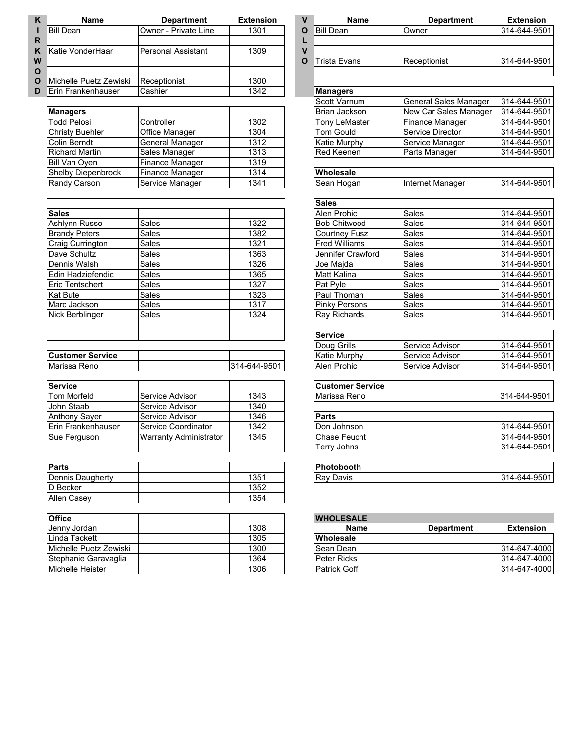## KIRKWOOD

| Name | Department | Extension |
|---|---|---|
| Bill Dean | Owner - Private Line | 1301 |
| | | |
| Katie VonderHaar | Personal Assistant | 1309 |
| | | |
| | | |
| Michelle Puetz Zewiski | Receptionist | 1300 |
| Erin Frankenhauser | Cashier | 1342 |

| **Managers** | | |
|---|---|---|
| Todd Pelosi | Controller | 1302 |
| Christy Buehler | Office Manager | 1304 |
| Colin Berndt | General Manager | 1312 |
| Richard Martin | Sales Manager | 1313 |
| Bill Van Oyen | Finance Manager | 1319 |
| Shelby Diepenbrock | Finance Manager | 1314 |
| Randy Carson | Service Manager | 1341 |

| **Sales** | | |
|---|---|---|
| Ashlynn Russo | Sales | 1322 |
| Brandy Peters | Sales | 1382 |
| Craig Currington | Sales | 1321 |
| Dave Schultz | Sales | 1363 |
| Dennis Walsh | Sales | 1326 |
| Edin Hadziefendic | Sales | 1365 |
| Eric Tentschert | Sales | 1327 |
| Kat Bute | Sales | 1323 |
| Marc Jackson | Sales | 1317 |
| Nick Berblinger | Sales | 1324 |
| | | |
| | | |

| **Customer Service** | | |
|---|---|---|
| Marissa Reno | | 314-644-9501 |

| **Service** | | |
|---|---|---|
| Tom Morfeld | Service Advisor | 1343 |
| John Staab | Service Advisor | 1340 |
| Anthony Sayer | Service Advisor | 1346 |
| Erin Frankenhauser | Service Coordinator | 1342 |
| Sue Ferguson | Warranty Administrator | 1345 |
| | | |

| **Parts** | | |
|---|---|---|
| Dennis Daugherty | | 1351 |
| D Becker | | 1352 |
| Allen Casey | | 1354 |

| **Office** | | |
|---|---|---|
| Jenny Jordan | | 1308 |
| Linda Tackett | | 1305 |
| Michelle Puetz Zewiski | | 1300 |
| Stephanie Garavaglia | | 1364 |
| Michelle Heister | | 1306 |

## VOLVO

| Name | Department | Extension |
|---|---|---|
| Bill Dean | Owner | 314-644-9501 |
| | | |
| | | |
| Trista Evans | Receptionist | 314-644-9501 |
| | | |

| **Managers** | | |
|---|---|---|
| Scott Varnum | General Sales Manager | 314-644-9501 |
| Brian Jackson | New Car Sales Manager | 314-644-9501 |
| Tony LeMaster | Finance Manager | 314-644-9501 |
| Tom Gould | Service Director | 314-644-9501 |
| Katie Murphy | Service Manager | 314-644-9501 |
| Red Keenen | Parts Manager | 314-644-9501 |

| **Wholesale** | | |
|---|---|---|
| Sean Hogan | Internet Manager | 314-644-9501 |

| **Sales** | | |
|---|---|---|
| Alen Prohic | Sales | 314-644-9501 |
| Bob Chitwood | Sales | 314-644-9501 |
| Courtney Fusz | Sales | 314-644-9501 |
| Fred Williams | Sales | 314-644-9501 |
| Jennifer Crawford | Sales | 314-644-9501 |
| Joe Majda | Sales | 314-644-9501 |
| Matt Kalina | Sales | 314-644-9501 |
| Pat Pyle | Sales | 314-644-9501 |
| Paul Thoman | Sales | 314-644-9501 |
| Pinky Persons | Sales | 314-644-9501 |
| Ray Richards | Sales | 314-644-9501 |

| **Service** | | |
|---|---|---|
| Doug Grills | Service Advisor | 314-644-9501 |
| Katie Murphy | Service Advisor | 314-644-9501 |
| Alen Prohic | Service Advisor | 314-644-9501 |

| **Customer Service** | | |
|---|---|---|
| Marissa Reno | | 314-644-9501 |

| **Parts** | | |
|---|---|---|
| Don Johnson | | 314-644-9501 |
| Chase Feucht | | 314-644-9501 |
| Terry Johns | | 314-644-9501 |

| **Photobooth** | | |
|---|---|---|
| Ray Davis | | 314-644-9501 |

## WHOLESALE

| Name | Department | Extension |
|---|---|---|
| **Wholesale** | | |
| Sean Dean | | 314-647-4000 |
| Peter Ricks | | 314-647-4000 |
| Patrick Goff | | 314-647-4000 |